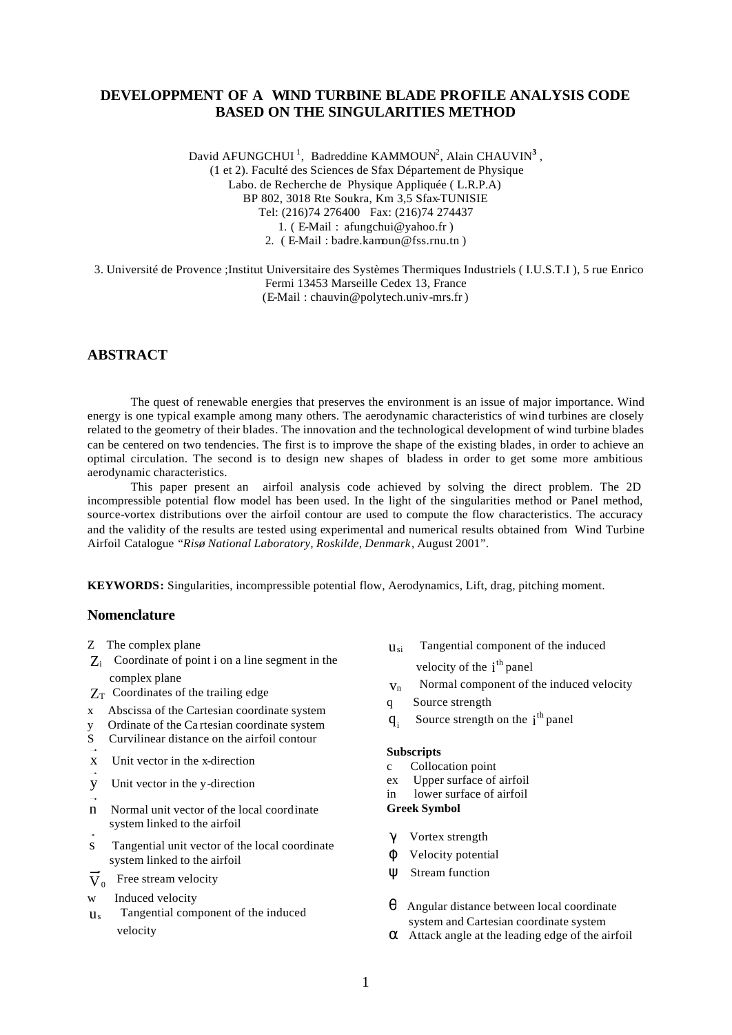# DEVELOPPMENT OF A WIND TURBINE BLADE PROFILE ANALYSIS CODE BASED ON THE SINGULARITIES METHOD

David AFUNGCHUI [1], Badreddine KAMMOUN[2], Alain CHAUVIN[3],
(1 et 2). Faculté des Sciences de Sfax Département de Physique
Labo. de Recherche de Physique Appliquée ( L.R.P.A)
BP 802, 3018 Rte Soukra, Km 3,5 Sfax-TUNISIE
Tel: (216)74 276400 Fax: (216)74 274437
1. ( E-Mail : afungchui@yahoo.fr )
2. ( E-Mail : badre.kamoun@fss.rnu.tn )

3. Université de Provence ;Institut Universitaire des Systèmes Thermiques Industriels ( I.U.S.T.I ), 5 rue Enrico Fermi 13453 Marseille Cedex 13, France
(E-Mail : chauvin@polytech.univ-mrs.fr )

## ABSTRACT

The quest of renewable energies that preserves the environment is an issue of major importance. Wind energy is one typical example among many others. The aerodynamic characteristics of wind turbines are closely related to the geometry of their blades. The innovation and the technological development of wind turbine blades can be centered on two tendencies. The first is to improve the shape of the existing blades, in order to achieve an optimal circulation. The second is to design new shapes of bladess in order to get some more ambitious aerodynamic characteristics.

This paper present an airfoil analysis code achieved by solving the direct problem. The 2D incompressible potential flow model has been used. In the light of the singularities method or Panel method, source-vortex distributions over the airfoil contour are used to compute the flow characteristics. The accuracy and the validity of the results are tested using experimental and numerical results obtained from Wind Turbine Airfoil Catalogue "*Risø National Laboratory, Roskilde, Denmark*, August 2001".

**KEYWORDS:** Singularities, incompressible potential flow, Aerodynamics, Lift, drag, pitching moment.

## Nomenclature

- $Z$ The complex plane
- $Z_i$ Coordinate of point i on a line segment in the complex plane
- $Z_T$ Coordinates of the trailing edge
- x Abscissa of the Cartesian coordinate system
- y Ordinate of the Cartesian coordinate system
- S Curvilinear distance on the airfoil contour
- $\vec{x}$ Unit vector in the x-direction
- $\vec{y}$ Unit vector in the y-direction
- $\vec{n}$ Normal unit vector of the local coordinate system linked to the airfoil
- $\vec{s}$ Tangential unit vector of the local coordinate system linked to the airfoil
- $\vec{V}_0$ Free stream velocity
- w Induced velocity
- $u_s$ Tangential component of the induced velocity
- $u_{si}$ Tangential component of the induced velocity of the $i^{th}$ panel
- $v_n$ Normal component of the induced velocity
- q Source strength
- $q_i$ Source strength on the $i^{th}$ panel

**Subscripts**

- c Collocation point
- ex Upper surface of airfoil
- in lower surface of airfoil

**Greek Symbol**

- $\gamma$ Vortex strength
- $\phi$ Velocity potential
- $\psi$ Stream function
- $\theta$ Angular distance between local coordinate system and Cartesian coordinate system
- $\alpha$ Attack angle at the leading edge of the airfoil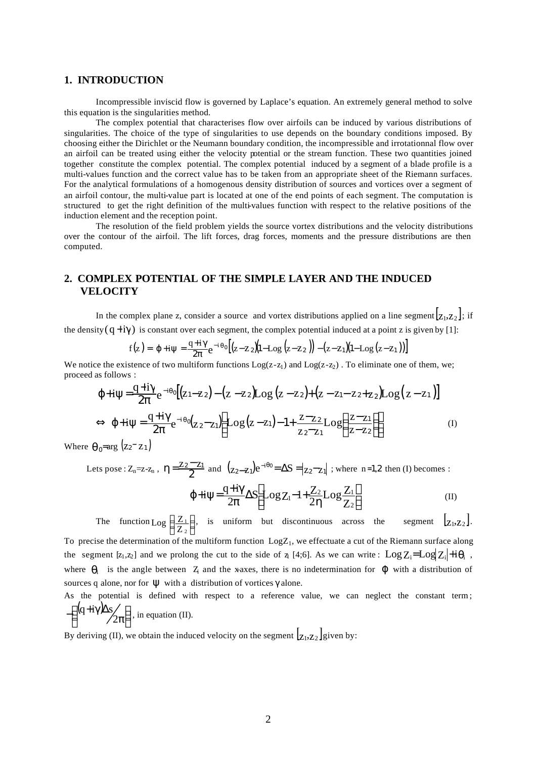## 1. INTRODUCTION

Incompressible inviscid flow is governed by Laplace's equation. An extremely general method to solve this equation is the singularities method.

The complex potential that characterises flow over airfoils can be induced by various distributions of singularities. The choice of the type of singularities to use depends on the boundary conditions imposed. By choosing either the Dirichlet or the Neumann boundary condition, the incompressible and irrotationnal flow over an airfoil can be treated using either the velocity potential or the stream function. These two quantities joined together constitute the complex potential. The complex potential induced by a segment of a blade profile is a multi-values function and the correct value has to be taken from an appropriate sheet of the Riemann surfaces. For the analytical formulations of a homogenous density distribution of sources and vortices over a segment of an airfoil contour, the multi-value part is located at one of the end points of each segment. The computation is structured to get the right definition of the multi-values function with respect to the relative positions of the induction element and the reception point.

The resolution of the field problem yields the source vortex distributions and the velocity distributions over the contour of the airfoil. The lift forces, drag forces, moments and the pressure distributions are then computed.

## 2. COMPLEX POTENTIAL OF THE SIMPLE LAYER AND THE INDUCED VELOCITY

In the complex plane z, consider a source and vortex distributions applied on a line segment $[z_1,z_2]$; if the density $(q+i\gamma)$ is constant over each segment, the complex potential induced at a point z is given by [1]:

$$f(z) = \varphi + i\psi = \frac{q+i\gamma}{2\pi} e^{-i\theta_0}\left[(z-z_2)(1-\mathrm{Log}(z-z_2)) - (z-z_1)(1-\mathrm{Log}(z-z_1))\right]$$

We notice the existence of two multiform functions $\mathrm{Log}(z-z_1)$ and $\mathrm{Log}(z-z_2)$ . To eliminate one of them, we; proceed as follows :

$$\varphi + i\psi = \frac{q+i\gamma}{2\pi} e^{-i\theta_0}\left[(z_1 - z_2) - (z - z_2)\mathrm{Log}(z - z_2) + (z - z_1 - z_2 + z_2)\mathrm{Log}(z - z_1)\right]$$

$$\Leftrightarrow \ \varphi + i\psi = \frac{q+i\gamma}{2\pi} e^{-i\theta_0}(z_2 - z_1)\left[\mathrm{Log}(z - z_1) - 1 + \frac{z - z_2}{z_2 - z_1}\mathrm{Log}\left(\frac{z - z_1}{z - z_2}\right)\right] \tag{I}$$

Where $\theta_0 = \arg(z_2 - z_1)$

Lets pose : $Z_n = z - z_n$ , $\eta = \frac{z_2 - z_1}{2}$ and $(z_2 - z_1)e^{-i\theta_0} = \Delta S = |z_2 - z_1|$ ; where $n = 1,2$ then (I) becomes :

$$\varphi + i\psi = \frac{q+i\gamma}{2\pi}\Delta S\left[\mathrm{Log}\, Z_1 - 1 + \frac{Z_2}{2\eta}\mathrm{Log}\frac{Z_1}{Z_2}\right] \tag{II}$$

The function $\mathrm{Log}\left(\frac{Z_1}{Z_2}\right)$, is uniform but discontinuous across the segment $[z_1,z_2]$.
To precise the determination of the multiform function $\mathrm{Log}Z_1$, we effectuate a cut of the Riemann surface along the segment $[z_1,z_2]$ and we prolong the cut to the side of $z_1$ [4;6]. As we can write : $\mathrm{Log}\, Z_i = \mathrm{Log}|Z_i| + i\theta_i$ , where $\theta_i$ is the angle between $Z_i$ and the x-axes, there is no indetermination for $\varphi$ with a distribution of sources q alone, nor for $\psi$ with a distribution of vortices $\gamma$ alone.
As the potential is defined with respect to a reference value, we can neglect the constant term; $-\left((q+i\gamma)\Delta s/2\pi\right)$, in equation (II).
By deriving (II), we obtain the induced velocity on the segment $[z_1,z_2]$ given by: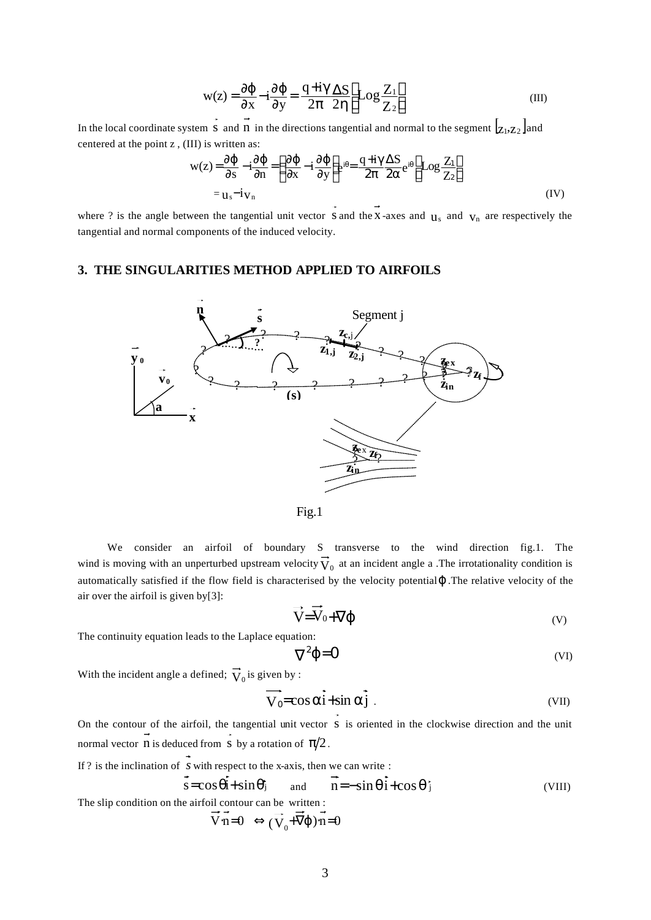$$w(z) = \frac{\partial \varphi}{\partial x} - i\frac{\partial \varphi}{\partial y} = \frac{q + i\gamma}{2\pi}\frac{\Delta S}{2\eta}\left(\text{Log}\frac{Z_1}{Z_2}\right) \tag{III}$$

In the local coordinate system $\vec{s}$ and $\vec{n}$ in the directions tangential and normal to the segment $[z_1, z_2]$ and centered at the point z , (III) is written as:

$$w(z) = \frac{\partial \varphi}{\partial s} - i\frac{\partial \varphi}{\partial n} = \left(\frac{\partial \varphi}{\partial x} - i\frac{\partial \varphi}{\partial y}\right)e^{i\theta} = \frac{q + i\gamma}{2\pi}\frac{\Delta S}{2\alpha}e^{i\theta}\left(\text{Log}\frac{Z_1}{Z_2}\right)$$

$$= u_s - i v_n \tag{IV}$$

where ? is the angle between the tangential unit vector $\vec{s}$ and the $\vec{x}$-axes and $u_s$ and $v_n$ are respectively the tangential and normal components of the induced velocity.

## 3. THE SINGULARITIES METHOD APPLIED TO AIRFOILS

Fig.1

We consider an airfoil of boundary S transverse to the wind direction fig.1. The wind is moving with an unperturbed upstream velocity $\vec{V}_0$ at an incident angle a .The irrotationality condition is automatically satisfied if the flow field is characterised by the velocity potential $\varphi$ .The relative velocity of the air over the airfoil is given by[3]:

$$\vec{V} = \vec{V}_0 + \nabla\varphi \tag{V}$$

The continuity equation leads to the Laplace equation:

$$\nabla^2 \varphi = 0 \tag{VI}$$

With the incident angle a defined; $\vec{V}_0$ is given by :

$$\vec{V}_0 = \cos\alpha\,\vec{i} + \sin\alpha\,\vec{j}\ . \tag{VII}$$

On the contour of the airfoil, the tangential unit vector $\vec{s}$ is oriented in the clockwise direction and the unit normal vector $\vec{n}$ is deduced from $\vec{s}$ by a rotation of $\pi/2$.

If ? is the inclination of $\vec{s}$ with respect to the x-axis, then we can write :

$$\vec{s} = \cos\theta\,\vec{i} + \sin\theta\,\vec{j} \quad \text{and} \quad \vec{n} = -\sin\theta\,\vec{i} + \cos\theta\,\vec{j} \tag{VIII}$$

The slip condition on the airfoil contour can be written :

$$\vec{V}\cdot\vec{n} = 0 \iff (\vec{V}_0 + \vec{\nabla}\varphi)\cdot\vec{n} = 0$$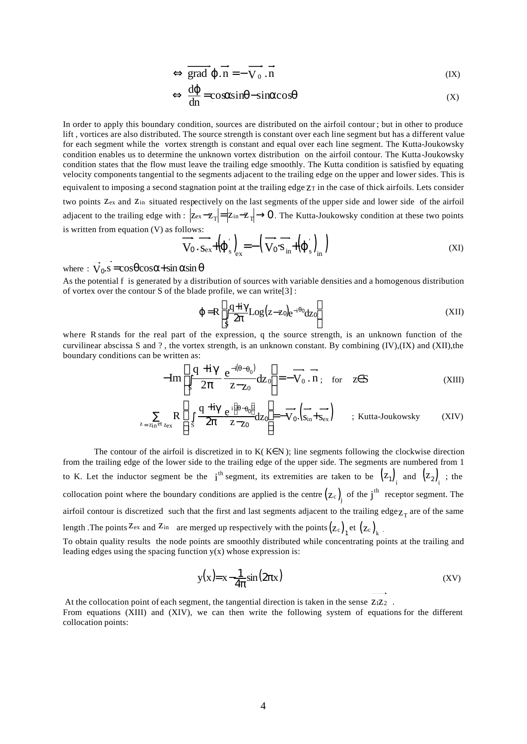$$\Leftrightarrow \ \overrightarrow{\text{grad}\ \varphi}.\vec{n} = -\overrightarrow{V_0}.\vec{n} \tag{IX}$$

$$\Leftrightarrow \ \frac{d\varphi}{dn} = \cos\alpha\sin\theta - \sin\alpha\cos\theta \tag{X}$$

In order to apply this boundary condition, sources are distributed on the airfoil contour; but in other to produce lift , vortices are also distributed. The source strength is constant over each line segment but has a different value for each segment while the vortex strength is constant and equal over each line segment. The Kutta-Joukowsky condition enables us to determine the unknown vortex distribution on the airfoil contour. The Kutta-Joukowsky condition states that the flow must leave the trailing edge smoothly. The Kutta condition is satisfied by equating velocity components tangential to the segments adjacent to the trailing edge on the upper and lower sides. This is equivalent to imposing a second stagnation point at the trailing edge $z_T$ in the case of thick airfoils. Lets consider two points $z_{ex}$ and $z_{in}$ situated respectively on the last segments of the upper side and lower side of the airfoil adjacent to the trailing edge with : $|z_{ex}-z_T| = |z_{in}-z_T| \to 0$. The Kutta-Joukowsky condition at these two points is written from equation (V) as follows:

$$\overrightarrow{V_0}.\overrightarrow{s_{ex}} + \left(\varphi'_s\right)_{ex} = -\left(\overrightarrow{V_0}.\overrightarrow{s_{in}} + \left(\varphi'_s\right)_{in}\right) \tag{XI}$$

where : $\overrightarrow{V_0}.\vec{s} = \cos\theta\cos\alpha + \sin\alpha\sin\theta$

As the potential f is generated by a distribution of sources with variable densities and a homogenous distribution of vortex over the contour S of the blade profile, we can write[3] :

$$\varphi = R\left(\int_S \frac{q+i\gamma}{2\pi}\text{Log}(z-z_0)e^{-i\theta_0}dz_0\right) \tag{XII}$$

where R stands for the real part of the expression, q the source strength, is an unknown function of the curvilinear abscissa S and ? , the vortex strength, is an unknown constant. By combining (IV),(IX) and (XII),the boundary conditions can be written as:

$$-\text{Im}\left(\int_S \frac{q+i\gamma}{2\pi}\frac{e^{-i(\theta-\theta_0)}}{z-z_0}dz_0\right) = -\overrightarrow{V_0}.\vec{n}\ ; \quad \text{for} \quad z\in S \tag{XIII}$$

$$\sum_{z=z_{in}\ \text{et}\ z_{ex}} R\left(\int_S \frac{q+i\gamma}{2\pi}\frac{e^{i(\theta-\theta_0)}}{z-z_0}dz_0\right) = -\overrightarrow{V_0}.\left(\overrightarrow{s_{in}}+\overrightarrow{s_{ex}}\right) \quad ;\ \text{Kutta-Joukowsky} \tag{XIV}$$

The contour of the airfoil is discretized in to K( K∈N ); line segments following the clockwise direction from the trailing edge of the lower side to the trailing edge of the upper side. The segments are numbered from 1 to K. Let the inductor segment be the $i^{th}$ segment, its extremities are taken to be $(z_1)_i$ and $(z_2)_i$ ; the collocation point where the boundary conditions are applied is the centre $(z_c)_j$ of the $j^{th}$ receptor segment. The airfoil contour is discretized such that the first and last segments adjacent to the trailing edge $z_T$ are of the same length .The points $z_{ex}$ and $z_{in}$ are merged up respectively with the points $(z_c)_1$ et $(z_c)_k$ .

To obtain quality results the node points are smoothly distributed while concentrating points at the trailing and leading edges using the spacing function y(x) whose expression is:

$$y(x) = x - \frac{1}{4\pi}\sin(2\pi x) \tag{XV}$$

At the collocation point of each segment, the tangential direction is taken in the sense $\overrightarrow{z_1z_2}$ .

From equations (XIII) and (XIV), we can then write the following system of equations for the different collocation points: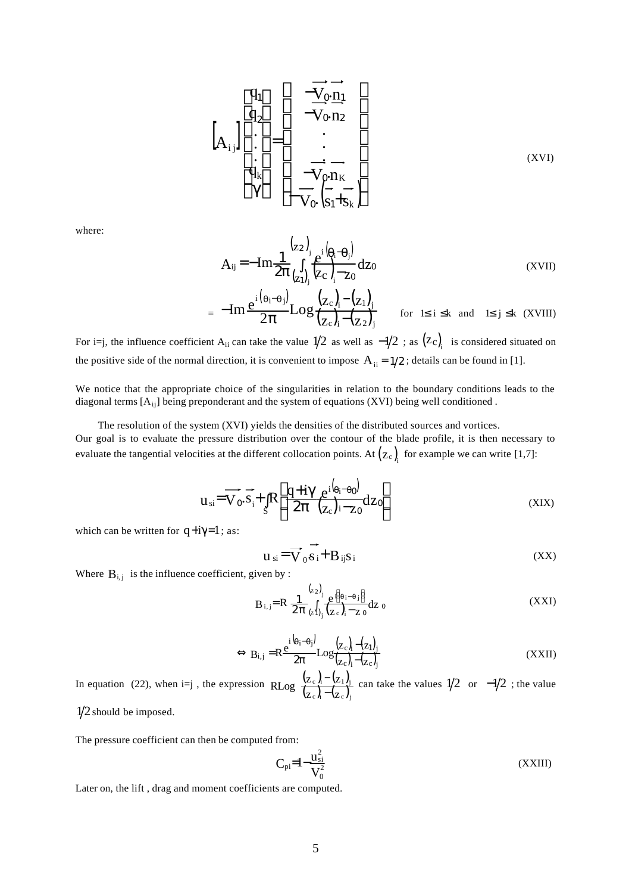$$\left[A_{ij}\right]\begin{pmatrix} q_1 \\ q_2 \\ . \\ . \\ . \\ q_k \\ \gamma \end{pmatrix} = \begin{pmatrix} -\overrightarrow{V_0}.\overrightarrow{n_1} \\ -\overrightarrow{V_0}.\overrightarrow{n_2} \\ . \\ . \\ . \\ -\overrightarrow{V_0}.\overrightarrow{n_K} \\ -\overrightarrow{V_0}.\left(\overrightarrow{s_1}+\overrightarrow{s_k}\right) \end{pmatrix} \tag{XVI}$$

where:

$$A_{ij} = -\operatorname{Im}\frac{1}{2\pi}\int_{(z_1)_j}^{(z_2)_j}\frac{e^{i\left(\theta_i-\theta_j\right)}}{(z_c)_i - z_0}dz_0 \tag{XVII}$$

$$= -\operatorname{Im}\frac{e^{i\left(\theta_i-\theta_j\right)}}{2\pi}\operatorname{Log}\frac{(z_c)_i-(z_1)_j}{(z_c)_i-(z_2)_j} \qquad \text{for } 1\leq i\leq k \text{ and } 1\leq j\leq k \tag{XVIII}$$

For i=j, the influence coefficient $A_{ii}$ can take the value $1/2$ as well as $-1/2$ ; as $(z_c)_i$ is considered situated on the positive side of the normal direction, it is convenient to impose $A_{ii}=1/2$; details can be found in [1].

We notice that the appropriate choice of the singularities in relation to the boundary conditions leads to the diagonal terms $[A_{ij}]$ being preponderant and the system of equations (XVI) being well conditioned .

The resolution of the system (XVI) yields the densities of the distributed sources and vortices.
Our goal is to evaluate the pressure distribution over the contour of the blade profile, it is then necessary to evaluate the tangential velocities at the different collocation points. At $(z_c)_i$ for example we can write [1,7]:

$$u_{si} = \overrightarrow{V_0}.\overrightarrow{s_i} + \int_S R\left(\frac{q+i\gamma}{2\pi}\frac{e^{i\left(\theta_i-\theta_0\right)}}{(z_c)_i - z_0}dz_0\right) \tag{XIX}$$

which can be written for $q+i\gamma=1$ ; as:

$$u_{si} = \overrightarrow{V_0}\overrightarrow{s_i} + B_{ij}s_i \tag{XX}$$

Where $B_{i,j}$ is the influence coefficient, given by :

$$B_{i,j} = R\,\frac{1}{2\pi}\int_{(z_1)_j}^{(z_2)_j}\frac{e^{i\left(\theta_i-\theta_j\right)}}{(z_c)_i - z_0}dz_0 \tag{XXI}$$

$$\Leftrightarrow\ B_{i,j} = R\frac{e^{i\left(\theta_i-\theta_j\right)}}{2\pi}\operatorname{Log}\frac{(z_c)_i-(z_1)_j}{(z_c)_i-(z_c)_j} \tag{XXII}$$

In equation (22), when i=j , the expression $R\operatorname{Log}\frac{(z_c)_i-(z_1)_j}{(z_c)_i-(z_c)_j}$ can take the values $1/2$ or $-1/2$ ; the value $1/2$ should be imposed.

The pressure coefficient can then be computed from:

$$C_{pi} = 1 - \frac{u_{si}^2}{V_0^2} \tag{XXIII}$$

Later on, the lift , drag and moment coefficients are computed.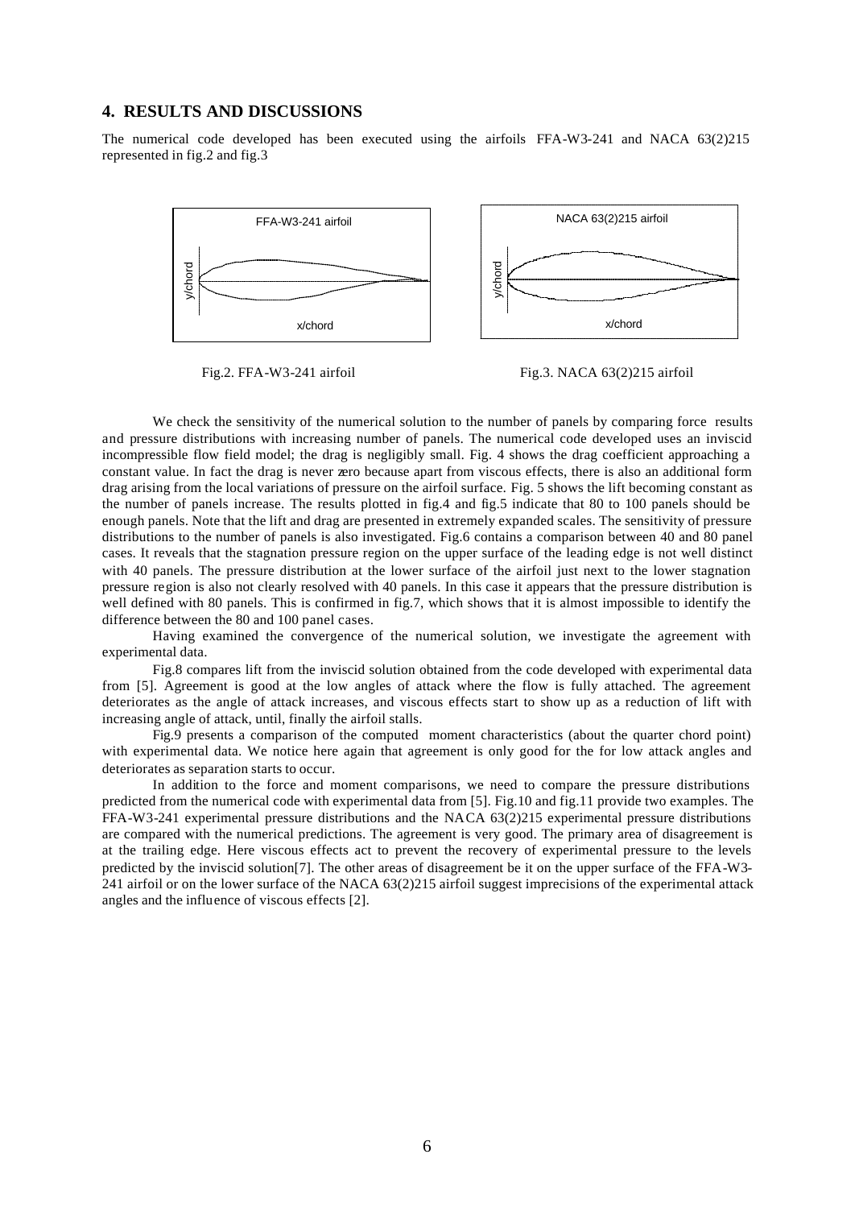## 4. RESULTS AND DISCUSSIONS

The numerical code developed has been executed using the airfoils FFA-W3-241 and NACA 63(2)215 represented in fig.2 and fig.3

Fig.2. FFA-W3-241 airfoil

Fig.3. NACA 63(2)215 airfoil

We check the sensitivity of the numerical solution to the number of panels by comparing force results and pressure distributions with increasing number of panels. The numerical code developed uses an inviscid incompressible flow field model; the drag is negligibly small. Fig. 4 shows the drag coefficient approaching a constant value. In fact the drag is never zero because apart from viscous effects, there is also an additional form drag arising from the local variations of pressure on the airfoil surface. Fig. 5 shows the lift becoming constant as the number of panels increase. The results plotted in fig.4 and fig.5 indicate that 80 to 100 panels should be enough panels. Note that the lift and drag are presented in extremely expanded scales. The sensitivity of pressure distributions to the number of panels is also investigated. Fig.6 contains a comparison between 40 and 80 panel cases. It reveals that the stagnation pressure region on the upper surface of the leading edge is not well distinct with 40 panels. The pressure distribution at the lower surface of the airfoil just next to the lower stagnation pressure region is also not clearly resolved with 40 panels. In this case it appears that the pressure distribution is well defined with 80 panels. This is confirmed in fig.7, which shows that it is almost impossible to identify the difference between the 80 and 100 panel cases.

Having examined the convergence of the numerical solution, we investigate the agreement with experimental data.

Fig.8 compares lift from the inviscid solution obtained from the code developed with experimental data from [5]. Agreement is good at the low angles of attack where the flow is fully attached. The agreement deteriorates as the angle of attack increases, and viscous effects start to show up as a reduction of lift with increasing angle of attack, until, finally the airfoil stalls.

Fig.9 presents a comparison of the computed moment characteristics (about the quarter chord point) with experimental data. We notice here again that agreement is only good for the for low attack angles and deteriorates as separation starts to occur.

In addition to the force and moment comparisons, we need to compare the pressure distributions predicted from the numerical code with experimental data from [5]. Fig.10 and fig.11 provide two examples. The FFA-W3-241 experimental pressure distributions and the NACA 63(2)215 experimental pressure distributions are compared with the numerical predictions. The agreement is very good. The primary area of disagreement is at the trailing edge. Here viscous effects act to prevent the recovery of experimental pressure to the levels predicted by the inviscid solution[7]. The other areas of disagreement be it on the upper surface of the FFA-W3-241 airfoil or on the lower surface of the NACA 63(2)215 airfoil suggest imprecisions of the experimental attack angles and the influence of viscous effects [2].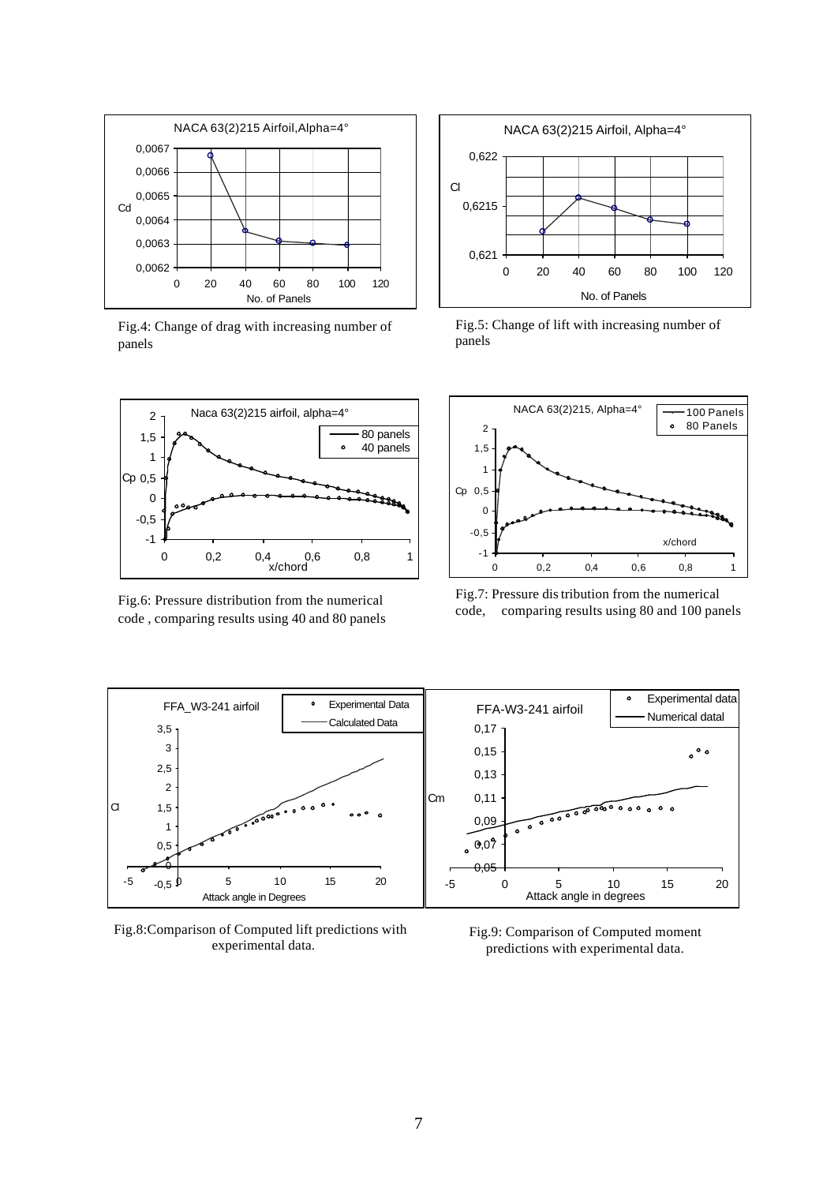Fig.4: Change of drag with increasing number of panels

Fig.5: Change of lift with increasing number of panels

Fig.6: Pressure distribution from the numerical code , comparing results using 40 and 80 panels

Fig.7: Pressure dis tribution from the numerical code, comparing results using 80 and 100 panels

Fig.8:Comparison of Computed lift predictions with experimental data.

Fig.9: Comparison of Computed moment predictions with experimental data.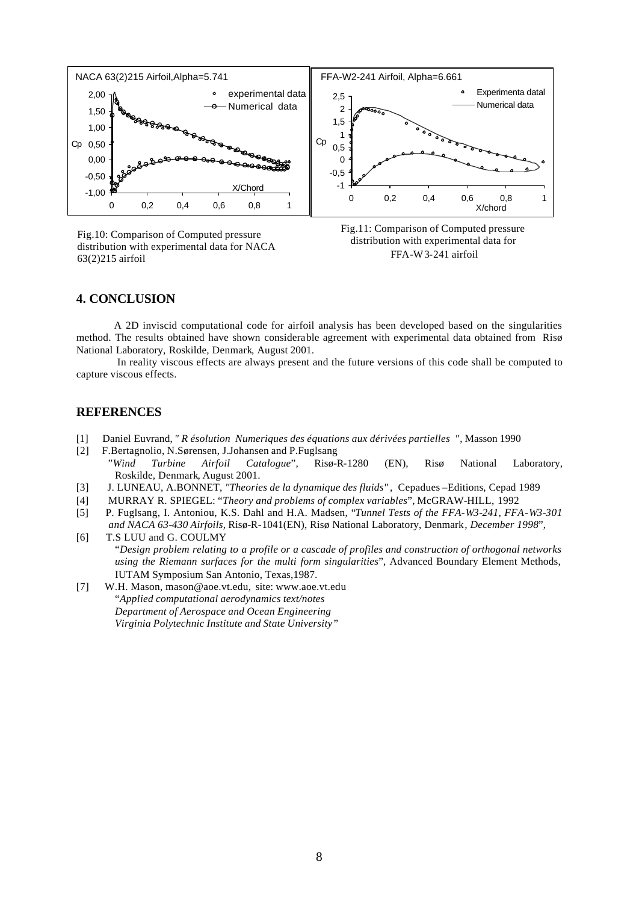NACA 63(2)215 Airfoil,Alpha=5.741

experimental data
Numerical data

2,00
1,50
1,00
Cp 0,50
0,00
-0,50
-1,00

X/Chord

0 0,2 0,4 0,6 0,8 1

Fig.10: Comparison of Computed pressure distribution with experimental data for NACA 63(2)215 airfoil

FFA-W2-241 Airfoil, Alpha=6.661

Experimenta datal
Numerical data

2,5
2
1,5
1
Cp 0,5
0
-0,5
-1

0 0,2 0,4 0,6 0,8 1

X/chord

Fig.11: Comparison of Computed pressure distribution with experimental data for FFA-W3-241 airfoil

## 4. CONCLUSION

A 2D inviscid computational code for airfoil analysis has been developed based on the singularities method. The results obtained have shown considerable agreement with experimental data obtained from Risø National Laboratory, Roskilde, Denmark, August 2001.

In reality viscous effects are always present and the future versions of this code shall be computed to capture viscous effects.

## REFERENCES

[1] Daniel Euvrand, *" R ésolution Numeriques des équations aux dérivées partielles "*, Masson 1990

[2] F.Bertagnolio, N.Sørensen, J.Johansen and P.Fuglsang *"Wind Turbine Airfoil Catalogue"*, Risø-R-1280 (EN), Risø National Laboratory, Roskilde, Denmark, August 2001.

[3] J. LUNEAU, A.BONNET, *"Theories de la dynamique des fluids"* , Cepadues –Editions, Cepad 1989

[4] MURRAY R. SPIEGEL: "*Theory and problems of complex variables*", McGRAW-HILL, 1992

[5] P. Fuglsang, I. Antoniou, K.S. Dahl and H.A. Madsen, "*Tunnel Tests of the FFA-W3-241, FFA-W3-301 and NACA 63-430 Airfoils*, Risø-R-1041(EN), Risø National Laboratory, Denmark*, December 1998*",

[6] T.S LUU and G. COULMY "*Design problem relating to a profile or a cascade of profiles and construction of orthogonal networks using the Riemann surfaces for the multi form singularities*", Advanced Boundary Element Methods, IUTAM Symposium San Antonio, Texas,1987.

[7] W.H. Mason, mason@aoe.vt.edu, site: www.aoe.vt.edu "*Applied computational aerodynamics text/notes Department of Aerospace and Ocean Engineering Virginia Polytechnic Institute and State University*"